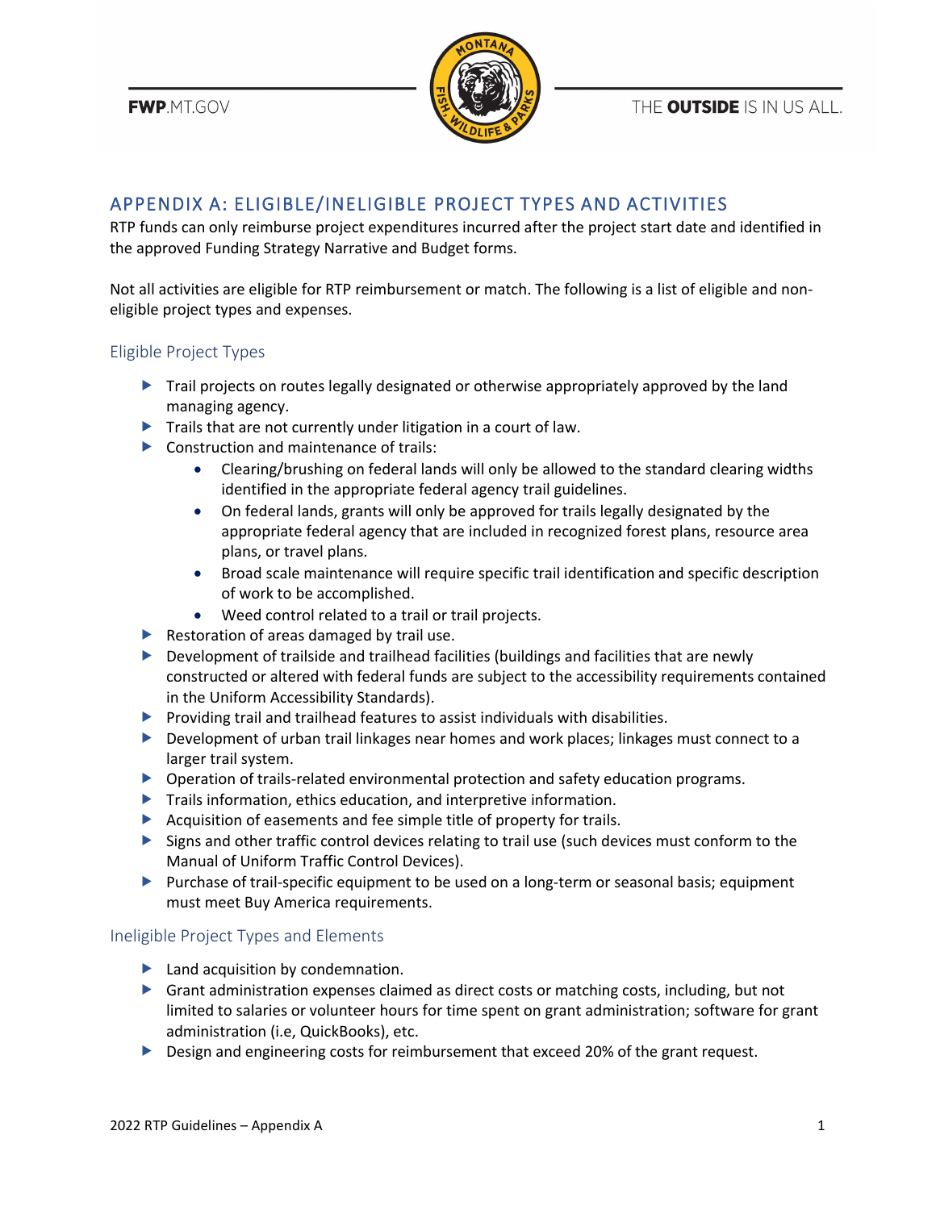## APPENDIX A: ELIGIBLE/INELIGIBLE PROJECT TYPES AND ACTIVITIES

RTP funds can only reimburse project expenditures incurred after the project start date and identified in the approved Funding Strategy Narrative and Budget forms.

Not all activities are eligible for RTP reimbursement or match. The following is a list of eligible and non-eligible project types and expenses.

### Eligible Project Types

- Trail projects on routes legally designated or otherwise appropriately approved by the land managing agency.
- Trails that are not currently under litigation in a court of law.
- Construction and maintenance of trails:
  - Clearing/brushing on federal lands will only be allowed to the standard clearing widths identified in the appropriate federal agency trail guidelines.
  - On federal lands, grants will only be approved for trails legally designated by the appropriate federal agency that are included in recognized forest plans, resource area plans, or travel plans.
  - Broad scale maintenance will require specific trail identification and specific description of work to be accomplished.
  - Weed control related to a trail or trail projects.
- Restoration of areas damaged by trail use.
- Development of trailside and trailhead facilities (buildings and facilities that are newly constructed or altered with federal funds are subject to the accessibility requirements contained in the Uniform Accessibility Standards).
- Providing trail and trailhead features to assist individuals with disabilities.
- Development of urban trail linkages near homes and work places; linkages must connect to a larger trail system.
- Operation of trails-related environmental protection and safety education programs.
- Trails information, ethics education, and interpretive information.
- Acquisition of easements and fee simple title of property for trails.
- Signs and other traffic control devices relating to trail use (such devices must conform to the Manual of Uniform Traffic Control Devices).
- Purchase of trail-specific equipment to be used on a long-term or seasonal basis; equipment must meet Buy America requirements.

### Ineligible Project Types and Elements

- Land acquisition by condemnation.
- Grant administration expenses claimed as direct costs or matching costs, including, but not limited to salaries or volunteer hours for time spent on grant administration; software for grant administration (i.e, QuickBooks), etc.
- Design and engineering costs for reimbursement that exceed 20% of the grant request.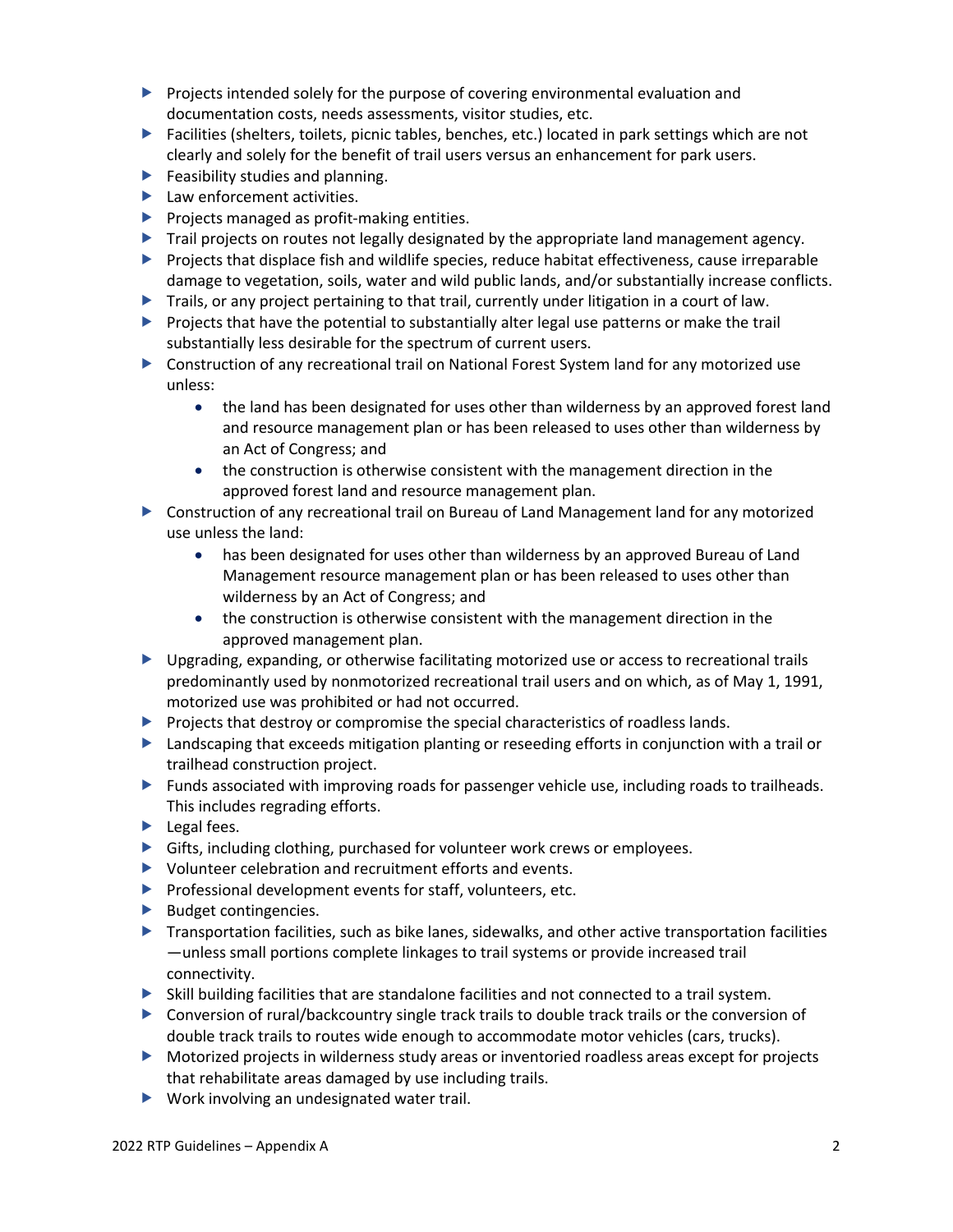- Projects intended solely for the purpose of covering environmental evaluation and documentation costs, needs assessments, visitor studies, etc.
- Facilities (shelters, toilets, picnic tables, benches, etc.) located in park settings which are not clearly and solely for the benefit of trail users versus an enhancement for park users.
- Feasibility studies and planning.
- Law enforcement activities.
- Projects managed as profit-making entities.
- Trail projects on routes not legally designated by the appropriate land management agency.
- Projects that displace fish and wildlife species, reduce habitat effectiveness, cause irreparable damage to vegetation, soils, water and wild public lands, and/or substantially increase conflicts.
- Trails, or any project pertaining to that trail, currently under litigation in a court of law.
- Projects that have the potential to substantially alter legal use patterns or make the trail substantially less desirable for the spectrum of current users.
- Construction of any recreational trail on National Forest System land for any motorized use unless:
  - the land has been designated for uses other than wilderness by an approved forest land and resource management plan or has been released to uses other than wilderness by an Act of Congress; and
  - the construction is otherwise consistent with the management direction in the approved forest land and resource management plan.
- Construction of any recreational trail on Bureau of Land Management land for any motorized use unless the land:
  - has been designated for uses other than wilderness by an approved Bureau of Land Management resource management plan or has been released to uses other than wilderness by an Act of Congress; and
  - the construction is otherwise consistent with the management direction in the approved management plan.
- Upgrading, expanding, or otherwise facilitating motorized use or access to recreational trails predominantly used by nonmotorized recreational trail users and on which, as of May 1, 1991, motorized use was prohibited or had not occurred.
- Projects that destroy or compromise the special characteristics of roadless lands.
- Landscaping that exceeds mitigation planting or reseeding efforts in conjunction with a trail or trailhead construction project.
- Funds associated with improving roads for passenger vehicle use, including roads to trailheads. This includes regrading efforts.
- Legal fees.
- Gifts, including clothing, purchased for volunteer work crews or employees.
- Volunteer celebration and recruitment efforts and events.
- Professional development events for staff, volunteers, etc.
- Budget contingencies.
- Transportation facilities, such as bike lanes, sidewalks, and other active transportation facilities —unless small portions complete linkages to trail systems or provide increased trail connectivity.
- Skill building facilities that are standalone facilities and not connected to a trail system.
- Conversion of rural/backcountry single track trails to double track trails or the conversion of double track trails to routes wide enough to accommodate motor vehicles (cars, trucks).
- Motorized projects in wilderness study areas or inventoried roadless areas except for projects that rehabilitate areas damaged by use including trails.
- Work involving an undesignated water trail.